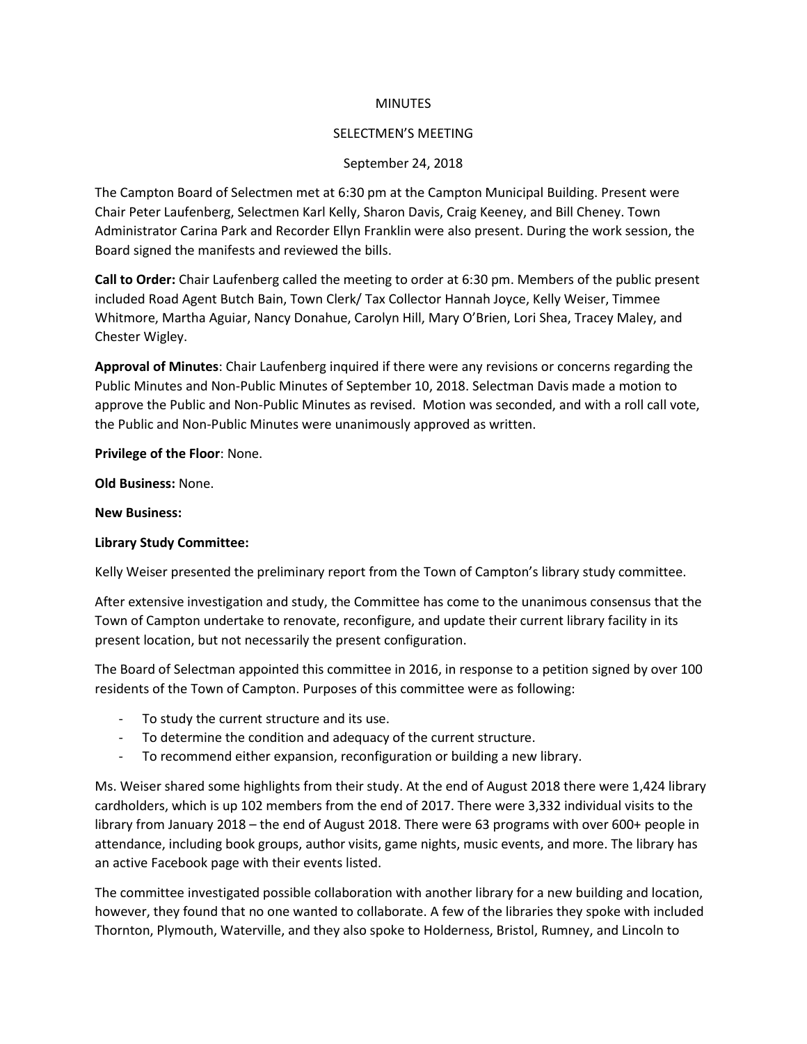MINUTES

SELECTMEN'S MEETING

September 24, 2018

The Campton Board of Selectmen met at 6:30 pm at the Campton Municipal Building. Present were Chair Peter Laufenberg, Selectmen Karl Kelly, Sharon Davis, Craig Keeney, and Bill Cheney. Town Administrator Carina Park and Recorder Ellyn Franklin were also present. During the work session, the Board signed the manifests and reviewed the bills.

**Call to Order:** Chair Laufenberg called the meeting to order at 6:30 pm. Members of the public present included Road Agent Butch Bain, Town Clerk/ Tax Collector Hannah Joyce, Kelly Weiser, Timmee Whitmore, Martha Aguiar, Nancy Donahue, Carolyn Hill, Mary O'Brien, Lori Shea, Tracey Maley, and Chester Wigley.

**Approval of Minutes**: Chair Laufenberg inquired if there were any revisions or concerns regarding the Public Minutes and Non-Public Minutes of September 10, 2018. Selectman Davis made a motion to approve the Public and Non-Public Minutes as revised. Motion was seconded, and with a roll call vote, the Public and Non-Public Minutes were unanimously approved as written.

**Privilege of the Floor**: None.

**Old Business:** None.

**New Business:**

**Library Study Committee:**

Kelly Weiser presented the preliminary report from the Town of Campton's library study committee.

After extensive investigation and study, the Committee has come to the unanimous consensus that the Town of Campton undertake to renovate, reconfigure, and update their current library facility in its present location, but not necessarily the present configuration.

The Board of Selectman appointed this committee in 2016, in response to a petition signed by over 100 residents of the Town of Campton. Purposes of this committee were as following:

- To study the current structure and its use.
- To determine the condition and adequacy of the current structure.
- To recommend either expansion, reconfiguration or building a new library.

Ms. Weiser shared some highlights from their study. At the end of August 2018 there were 1,424 library cardholders, which is up 102 members from the end of 2017. There were 3,332 individual visits to the library from January 2018 – the end of August 2018. There were 63 programs with over 600+ people in attendance, including book groups, author visits, game nights, music events, and more. The library has an active Facebook page with their events listed.

The committee investigated possible collaboration with another library for a new building and location, however, they found that no one wanted to collaborate. A few of the libraries they spoke with included Thornton, Plymouth, Waterville, and they also spoke to Holderness, Bristol, Rumney, and Lincoln to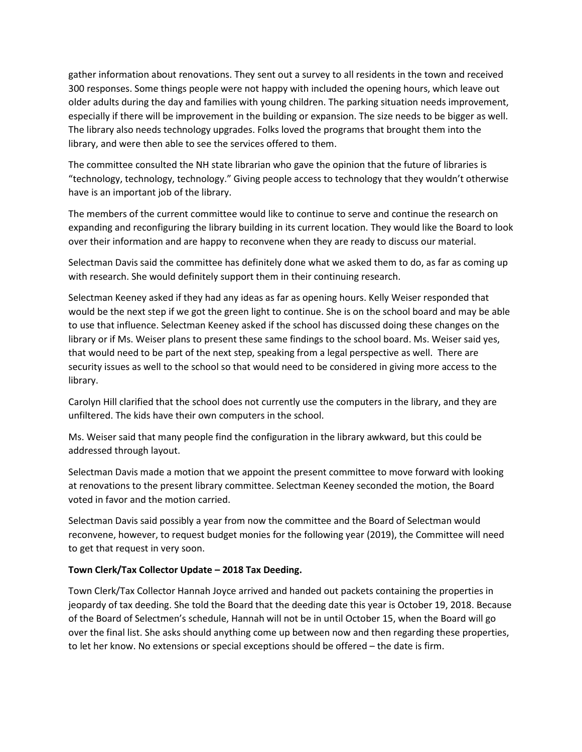gather information about renovations. They sent out a survey to all residents in the town and received 300 responses. Some things people were not happy with included the opening hours, which leave out older adults during the day and families with young children. The parking situation needs improvement, especially if there will be improvement in the building or expansion. The size needs to be bigger as well. The library also needs technology upgrades. Folks loved the programs that brought them into the library, and were then able to see the services offered to them.

The committee consulted the NH state librarian who gave the opinion that the future of libraries is "technology, technology, technology." Giving people access to technology that they wouldn't otherwise have is an important job of the library.

The members of the current committee would like to continue to serve and continue the research on expanding and reconfiguring the library building in its current location. They would like the Board to look over their information and are happy to reconvene when they are ready to discuss our material.

Selectman Davis said the committee has definitely done what we asked them to do, as far as coming up with research. She would definitely support them in their continuing research.

Selectman Keeney asked if they had any ideas as far as opening hours. Kelly Weiser responded that would be the next step if we got the green light to continue. She is on the school board and may be able to use that influence. Selectman Keeney asked if the school has discussed doing these changes on the library or if Ms. Weiser plans to present these same findings to the school board. Ms. Weiser said yes, that would need to be part of the next step, speaking from a legal perspective as well. There are security issues as well to the school so that would need to be considered in giving more access to the library.

Carolyn Hill clarified that the school does not currently use the computers in the library, and they are unfiltered. The kids have their own computers in the school.

Ms. Weiser said that many people find the configuration in the library awkward, but this could be addressed through layout.

Selectman Davis made a motion that we appoint the present committee to move forward with looking at renovations to the present library committee. Selectman Keeney seconded the motion, the Board voted in favor and the motion carried.

Selectman Davis said possibly a year from now the committee and the Board of Selectman would reconvene, however, to request budget monies for the following year (2019), the Committee will need to get that request in very soon.

**Town Clerk/Tax Collector Update – 2018 Tax Deeding.**

Town Clerk/Tax Collector Hannah Joyce arrived and handed out packets containing the properties in jeopardy of tax deeding. She told the Board that the deeding date this year is October 19, 2018. Because of the Board of Selectmen's schedule, Hannah will not be in until October 15, when the Board will go over the final list. She asks should anything come up between now and then regarding these properties, to let her know. No extensions or special exceptions should be offered – the date is firm.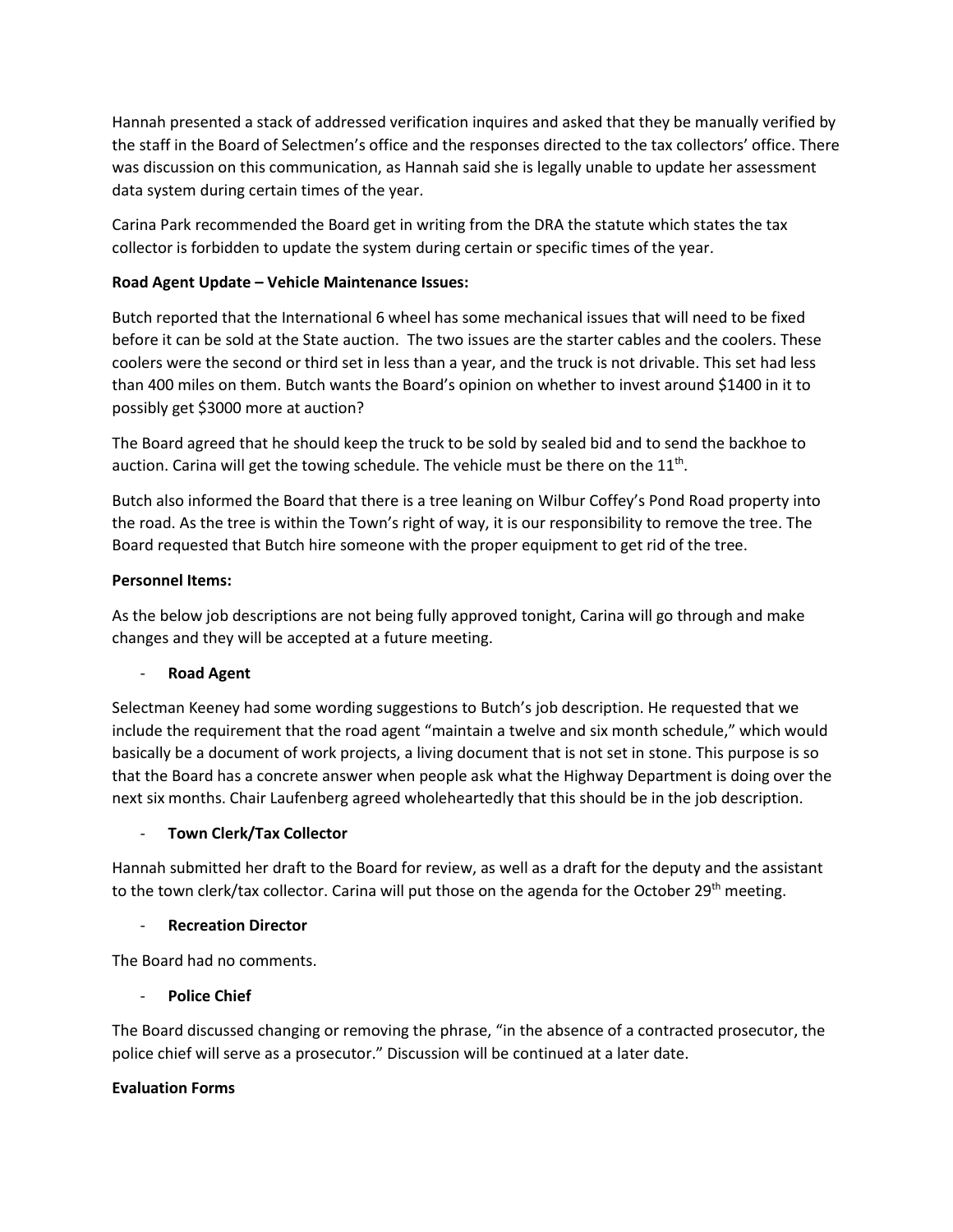Hannah presented a stack of addressed verification inquires and asked that they be manually verified by the staff in the Board of Selectmen's office and the responses directed to the tax collectors' office. There was discussion on this communication, as Hannah said she is legally unable to update her assessment data system during certain times of the year.

Carina Park recommended the Board get in writing from the DRA the statute which states the tax collector is forbidden to update the system during certain or specific times of the year.

**Road Agent Update – Vehicle Maintenance Issues:**

Butch reported that the International 6 wheel has some mechanical issues that will need to be fixed before it can be sold at the State auction. The two issues are the starter cables and the coolers. These coolers were the second or third set in less than a year, and the truck is not drivable. This set had less than 400 miles on them. Butch wants the Board's opinion on whether to invest around $1400 in it to possibly get $3000 more at auction?

The Board agreed that he should keep the truck to be sold by sealed bid and to send the backhoe to auction. Carina will get the towing schedule. The vehicle must be there on the 11th.

Butch also informed the Board that there is a tree leaning on Wilbur Coffey's Pond Road property into the road. As the tree is within the Town's right of way, it is our responsibility to remove the tree. The Board requested that Butch hire someone with the proper equipment to get rid of the tree.

**Personnel Items:**

As the below job descriptions are not being fully approved tonight, Carina will go through and make changes and they will be accepted at a future meeting.

- **Road Agent**

Selectman Keeney had some wording suggestions to Butch's job description. He requested that we include the requirement that the road agent "maintain a twelve and six month schedule," which would basically be a document of work projects, a living document that is not set in stone. This purpose is so that the Board has a concrete answer when people ask what the Highway Department is doing over the next six months. Chair Laufenberg agreed wholeheartedly that this should be in the job description.

- **Town Clerk/Tax Collector**

Hannah submitted her draft to the Board for review, as well as a draft for the deputy and the assistant to the town clerk/tax collector. Carina will put those on the agenda for the October 29th meeting.

- **Recreation Director**

The Board had no comments.

- **Police Chief**

The Board discussed changing or removing the phrase, "in the absence of a contracted prosecutor, the police chief will serve as a prosecutor." Discussion will be continued at a later date.

**Evaluation Forms**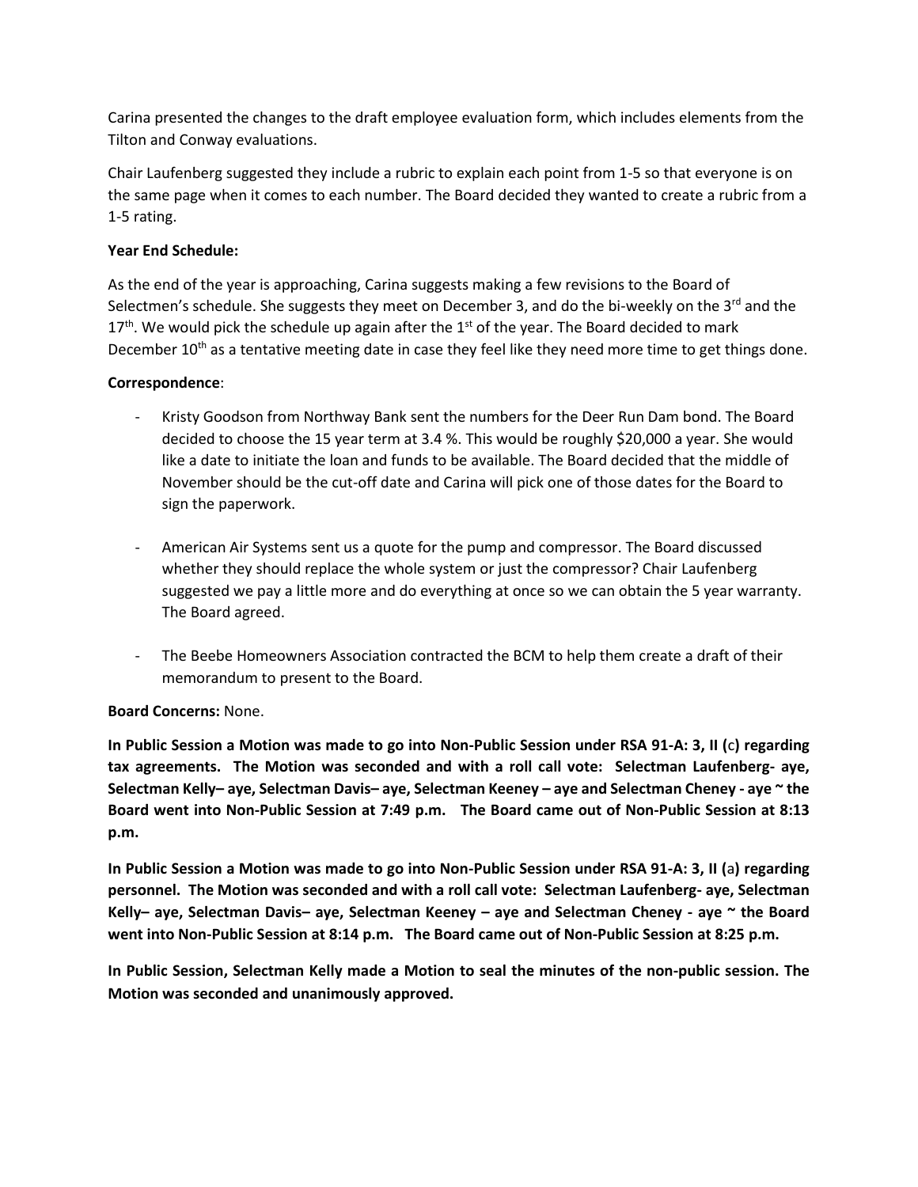Carina presented the changes to the draft employee evaluation form, which includes elements from the Tilton and Conway evaluations.

Chair Laufenberg suggested they include a rubric to explain each point from 1-5 so that everyone is on the same page when it comes to each number. The Board decided they wanted to create a rubric from a 1-5 rating.

**Year End Schedule:**

As the end of the year is approaching, Carina suggests making a few revisions to the Board of Selectmen's schedule. She suggests they meet on December 3, and do the bi-weekly on the 3rd and the 17th. We would pick the schedule up again after the 1st of the year. The Board decided to mark December 10th as a tentative meeting date in case they feel like they need more time to get things done.

**Correspondence**:

- Kristy Goodson from Northway Bank sent the numbers for the Deer Run Dam bond. The Board decided to choose the 15 year term at 3.4 %. This would be roughly $20,000 a year. She would like a date to initiate the loan and funds to be available. The Board decided that the middle of November should be the cut-off date and Carina will pick one of those dates for the Board to sign the paperwork.

- American Air Systems sent us a quote for the pump and compressor. The Board discussed whether they should replace the whole system or just the compressor? Chair Laufenberg suggested we pay a little more and do everything at once so we can obtain the 5 year warranty. The Board agreed.

- The Beebe Homeowners Association contracted the BCM to help them create a draft of their memorandum to present to the Board.

**Board Concerns:** None.

**In Public Session a Motion was made to go into Non-Public Session under RSA 91-A: 3, II (c) regarding tax agreements. The Motion was seconded and with a roll call vote: Selectman Laufenberg- aye, Selectman Kelly– aye, Selectman Davis– aye, Selectman Keeney – aye and Selectman Cheney - aye ~ the Board went into Non-Public Session at 7:49 p.m. The Board came out of Non-Public Session at 8:13 p.m.**

**In Public Session a Motion was made to go into Non-Public Session under RSA 91-A: 3, II (a) regarding personnel. The Motion was seconded and with a roll call vote: Selectman Laufenberg- aye, Selectman Kelly– aye, Selectman Davis– aye, Selectman Keeney – aye and Selectman Cheney - aye ~ the Board went into Non-Public Session at 8:14 p.m. The Board came out of Non-Public Session at 8:25 p.m.**

**In Public Session, Selectman Kelly made a Motion to seal the minutes of the non-public session. The Motion was seconded and unanimously approved.**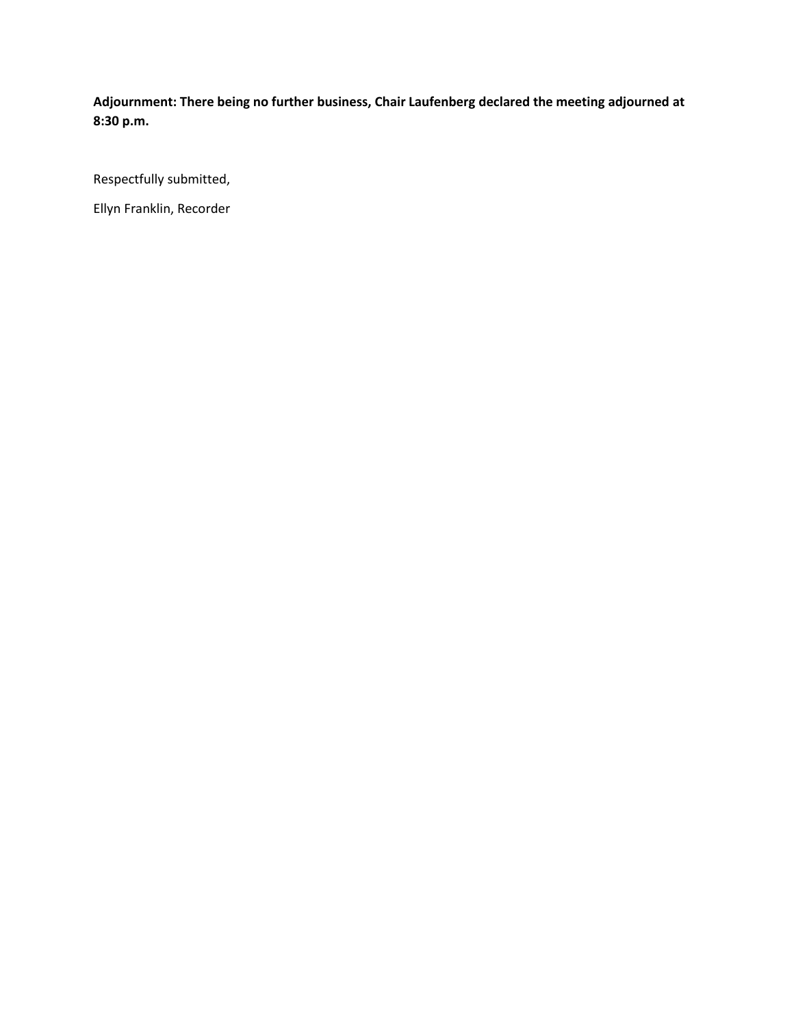**Adjournment: There being no further business, Chair Laufenberg declared the meeting adjourned at 8:30 p.m.**

Respectfully submitted,

Ellyn Franklin, Recorder